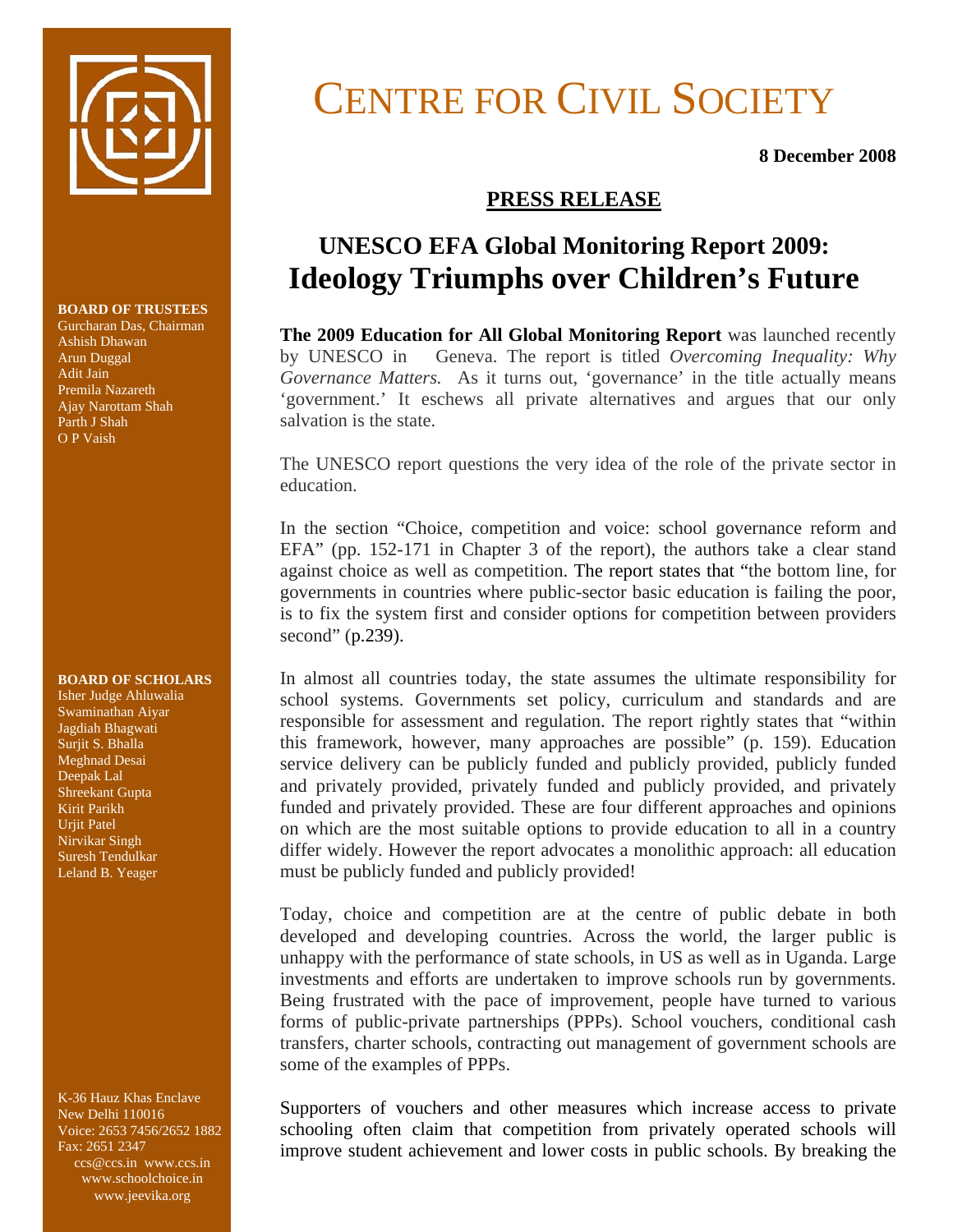# CENTRE FOR CIVIL SOCIETY

**8 December 2008**

**BOARD OF TRUSTEES**
Gurcharan Das, Chairman
Ashish Dhawan
Arun Duggal
Adit Jain
Premila Nazareth
Ajay Narottam Shah
Parth J Shah
O P Vaish

**BOARD OF SCHOLARS**
Isher Judge Ahluwalia
Swaminathan Aiyar
Jagdiah Bhagwati
Surjit S. Bhalla
Meghnad Desai
Deepak Lal
Shreekant Gupta
Kirit Parikh
Urjit Patel
Nirvikar Singh
Suresh Tendulkar
Leland B. Yeager

K-36 Hauz Khas Enclave
New Delhi 110016
Voice: 2653 7456/2652 1882
Fax: 2651 2347
ccs@ccs.in www.ccs.in
www.schoolchoice.in
www.jeevika.org

## PRESS RELEASE

## UNESCO EFA Global Monitoring Report 2009: Ideology Triumphs over Children's Future

**The 2009 Education for All Global Monitoring Report** was launched recently by UNESCO in Geneva. The report is titled *Overcoming Inequality: Why Governance Matters.* As it turns out, 'governance' in the title actually means 'government.' It eschews all private alternatives and argues that our only salvation is the state.

The UNESCO report questions the very idea of the role of the private sector in education.

In the section "Choice, competition and voice: school governance reform and EFA" (pp. 152-171 in Chapter 3 of the report), the authors take a clear stand against choice as well as competition. The report states that "the bottom line, for governments in countries where public-sector basic education is failing the poor, is to fix the system first and consider options for competition between providers second" (p.239).

In almost all countries today, the state assumes the ultimate responsibility for school systems. Governments set policy, curriculum and standards and are responsible for assessment and regulation. The report rightly states that "within this framework, however, many approaches are possible" (p. 159). Education service delivery can be publicly funded and publicly provided, publicly funded and privately provided, privately funded and publicly provided, and privately funded and privately provided. These are four different approaches and opinions on which are the most suitable options to provide education to all in a country differ widely. However the report advocates a monolithic approach: all education must be publicly funded and publicly provided!

Today, choice and competition are at the centre of public debate in both developed and developing countries. Across the world, the larger public is unhappy with the performance of state schools, in US as well as in Uganda. Large investments and efforts are undertaken to improve schools run by governments. Being frustrated with the pace of improvement, people have turned to various forms of public-private partnerships (PPPs). School vouchers, conditional cash transfers, charter schools, contracting out management of government schools are some of the examples of PPPs.

Supporters of vouchers and other measures which increase access to private schooling often claim that competition from privately operated schools will improve student achievement and lower costs in public schools. By breaking the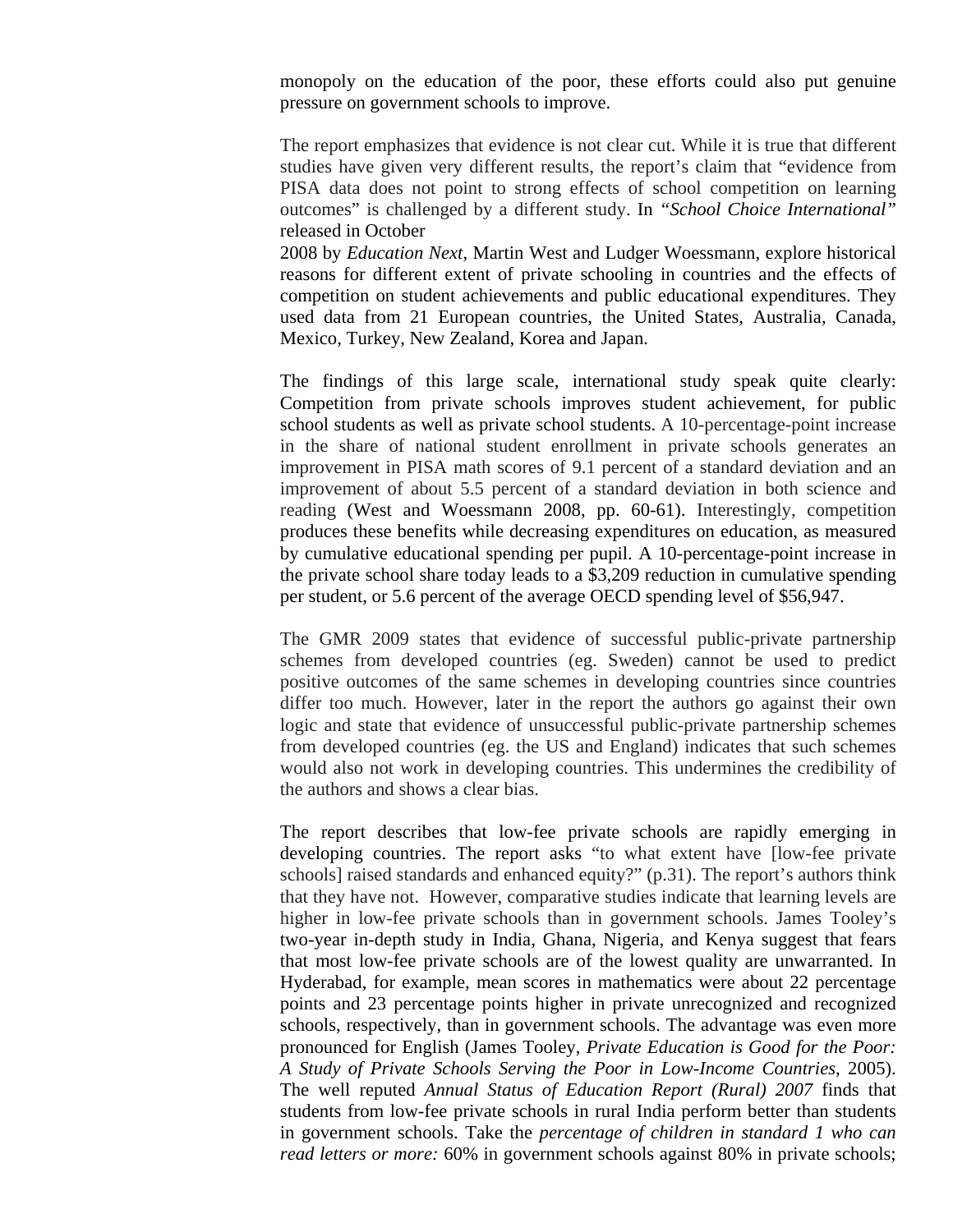monopoly on the education of the poor, these efforts could also put genuine pressure on government schools to improve.

The report emphasizes that evidence is not clear cut. While it is true that different studies have given very different results, the report's claim that "evidence from PISA data does not point to strong effects of school competition on learning outcomes" is challenged by a different study. In *"School Choice International"* released in October 2008 by *Education Next*, Martin West and Ludger Woessmann, explore historical reasons for different extent of private schooling in countries and the effects of competition on student achievements and public educational expenditures. They used data from 21 European countries, the United States, Australia, Canada, Mexico, Turkey, New Zealand, Korea and Japan.

The findings of this large scale, international study speak quite clearly: Competition from private schools improves student achievement, for public school students as well as private school students. A 10-percentage-point increase in the share of national student enrollment in private schools generates an improvement in PISA math scores of 9.1 percent of a standard deviation and an improvement of about 5.5 percent of a standard deviation in both science and reading (West and Woessmann 2008, pp. 60-61). Interestingly, competition produces these benefits while decreasing expenditures on education, as measured by cumulative educational spending per pupil. A 10-percentage-point increase in the private school share today leads to a $3,209 reduction in cumulative spending per student, or 5.6 percent of the average OECD spending level of $56,947.

The GMR 2009 states that evidence of successful public-private partnership schemes from developed countries (eg. Sweden) cannot be used to predict positive outcomes of the same schemes in developing countries since countries differ too much. However, later in the report the authors go against their own logic and state that evidence of unsuccessful public-private partnership schemes from developed countries (eg. the US and England) indicates that such schemes would also not work in developing countries. This undermines the credibility of the authors and shows a clear bias.

The report describes that low-fee private schools are rapidly emerging in developing countries. The report asks "to what extent have [low-fee private schools] raised standards and enhanced equity?" (p.31). The report's authors think that they have not. However, comparative studies indicate that learning levels are higher in low-fee private schools than in government schools. James Tooley's two-year in-depth study in India, Ghana, Nigeria, and Kenya suggest that fears that most low-fee private schools are of the lowest quality are unwarranted. In Hyderabad, for example, mean scores in mathematics were about 22 percentage points and 23 percentage points higher in private unrecognized and recognized schools, respectively, than in government schools. The advantage was even more pronounced for English (James Tooley, *Private Education is Good for the Poor: A Study of Private Schools Serving the Poor in Low-Income Countries*, 2005). The well reputed *Annual Status of Education Report (Rural) 2007* finds that students from low-fee private schools in rural India perform better than students in government schools. Take the *percentage of children in standard 1 who can read letters or more:* 60% in government schools against 80% in private schools;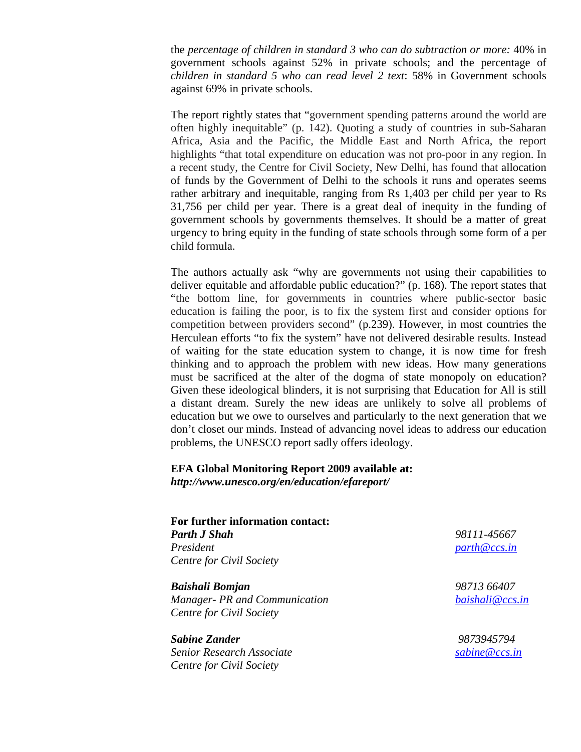the *percentage of children in standard 3 who can do subtraction or more:* 40% in government schools against 52% in private schools; and the percentage of *children in standard 5 who can read level 2 text*: 58% in Government schools against 69% in private schools.

The report rightly states that "government spending patterns around the world are often highly inequitable" (p. 142). Quoting a study of countries in sub-Saharan Africa, Asia and the Pacific, the Middle East and North Africa, the report highlights "that total expenditure on education was not pro-poor in any region. In a recent study, the Centre for Civil Society, New Delhi, has found that allocation of funds by the Government of Delhi to the schools it runs and operates seems rather arbitrary and inequitable, ranging from Rs 1,403 per child per year to Rs 31,756 per child per year. There is a great deal of inequity in the funding of government schools by governments themselves. It should be a matter of great urgency to bring equity in the funding of state schools through some form of a per child formula.

The authors actually ask "why are governments not using their capabilities to deliver equitable and affordable public education?" (p. 168). The report states that "the bottom line, for governments in countries where public-sector basic education is failing the poor, is to fix the system first and consider options for competition between providers second" (p.239). However, in most countries the Herculean efforts "to fix the system" have not delivered desirable results. Instead of waiting for the state education system to change, it is now time for fresh thinking and to approach the problem with new ideas. How many generations must be sacrificed at the alter of the dogma of state monopoly on education? Given these ideological blinders, it is not surprising that Education for All is still a distant dream. Surely the new ideas are unlikely to solve all problems of education but we owe to ourselves and particularly to the next generation that we don't closet our minds. Instead of advancing novel ideas to address our education problems, the UNESCO report sadly offers ideology.

**EFA Global Monitoring Report 2009 available at:**
***http://www.unesco.org/en/education/efareport/***

**For further information contact:**

***Parth J Shah*** — *98111-45667*
*President* — *parth@ccs.in*
*Centre for Civil Society*

***Baishali Bomjan*** — *98713 66407*
*Manager- PR and Communication* — *baishali@ccs.in*
*Centre for Civil Society*

***Sabine Zander*** — *9873945794*
*Senior Research Associate* — *sabine@ccs.in*
*Centre for Civil Society*